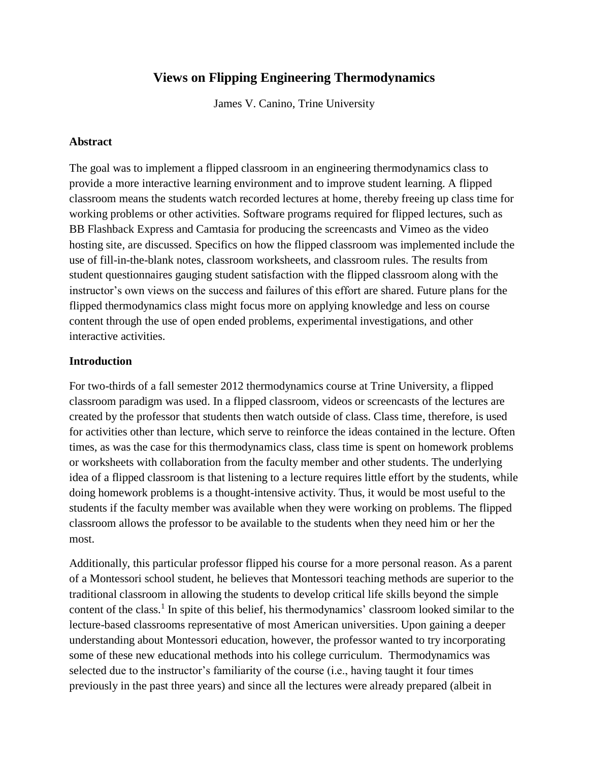# Views on Flipping Engineering Thermodynamics

James V. Canino, Trine University

## Abstract

The goal was to implement a flipped classroom in an engineering thermodynamics class to provide a more interactive learning environment and to improve student learning. A flipped classroom means the students watch recorded lectures at home, thereby freeing up class time for working problems or other activities. Software programs required for flipped lectures, such as BB Flashback Express and Camtasia for producing the screencasts and Vimeo as the video hosting site, are discussed. Specifics on how the flipped classroom was implemented include the use of fill-in-the-blank notes, classroom worksheets, and classroom rules. The results from student questionnaires gauging student satisfaction with the flipped classroom along with the instructor's own views on the success and failures of this effort are shared. Future plans for the flipped thermodynamics class might focus more on applying knowledge and less on course content through the use of open ended problems, experimental investigations, and other interactive activities.

## Introduction

For two-thirds of a fall semester 2012 thermodynamics course at Trine University, a flipped classroom paradigm was used. In a flipped classroom, videos or screencasts of the lectures are created by the professor that students then watch outside of class. Class time, therefore, is used for activities other than lecture, which serve to reinforce the ideas contained in the lecture. Often times, as was the case for this thermodynamics class, class time is spent on homework problems or worksheets with collaboration from the faculty member and other students. The underlying idea of a flipped classroom is that listening to a lecture requires little effort by the students, while doing homework problems is a thought-intensive activity. Thus, it would be most useful to the students if the faculty member was available when they were working on problems. The flipped classroom allows the professor to be available to the students when they need him or her the most.

Additionally, this particular professor flipped his course for a more personal reason. As a parent of a Montessori school student, he believes that Montessori teaching methods are superior to the traditional classroom in allowing the students to develop critical life skills beyond the simple content of the class.[1] In spite of this belief, his thermodynamics' classroom looked similar to the lecture-based classrooms representative of most American universities. Upon gaining a deeper understanding about Montessori education, however, the professor wanted to try incorporating some of these new educational methods into his college curriculum. Thermodynamics was selected due to the instructor's familiarity of the course (i.e., having taught it four times previously in the past three years) and since all the lectures were already prepared (albeit in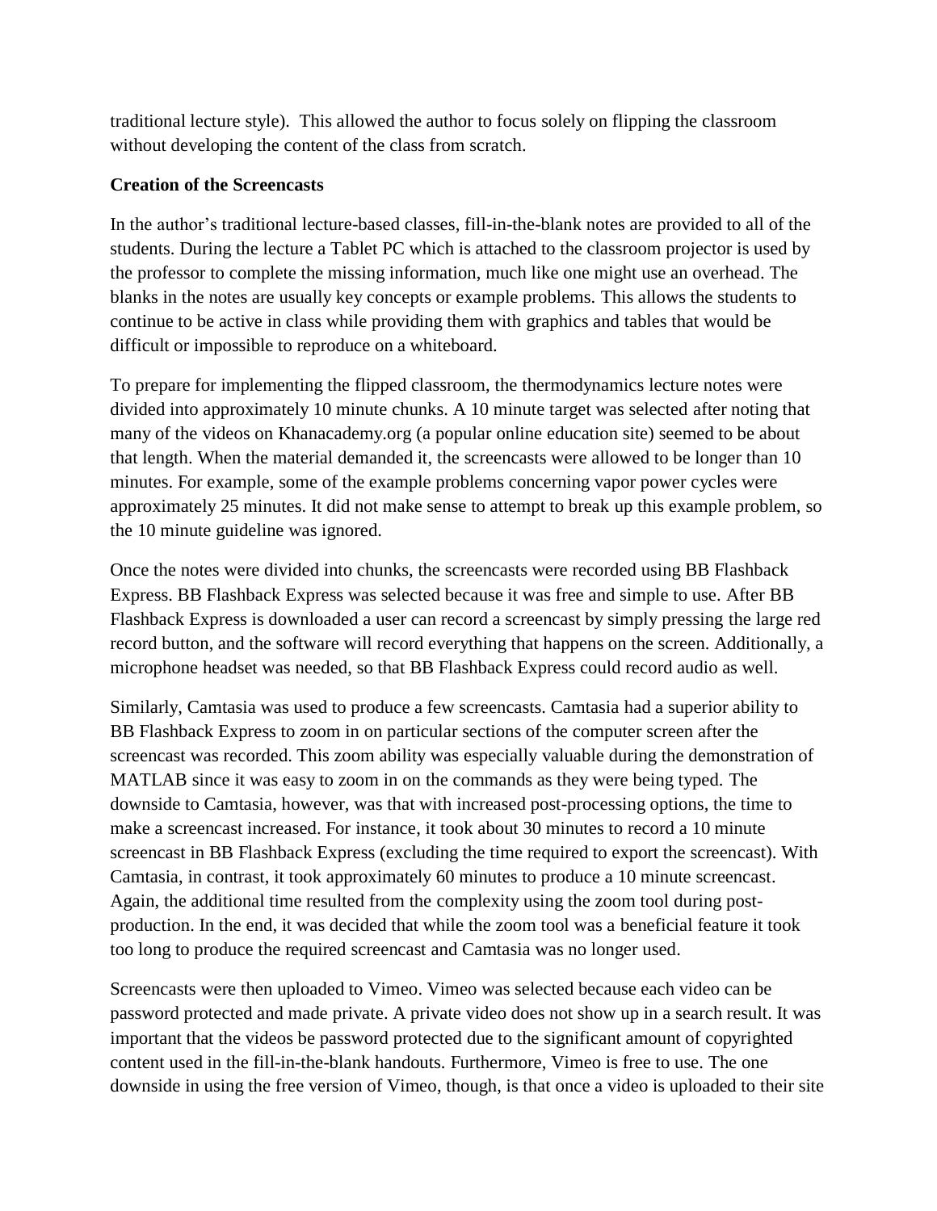traditional lecture style). This allowed the author to focus solely on flipping the classroom without developing the content of the class from scratch.

**Creation of the Screencasts**

In the author's traditional lecture-based classes, fill-in-the-blank notes are provided to all of the students. During the lecture a Tablet PC which is attached to the classroom projector is used by the professor to complete the missing information, much like one might use an overhead. The blanks in the notes are usually key concepts or example problems. This allows the students to continue to be active in class while providing them with graphics and tables that would be difficult or impossible to reproduce on a whiteboard.

To prepare for implementing the flipped classroom, the thermodynamics lecture notes were divided into approximately 10 minute chunks. A 10 minute target was selected after noting that many of the videos on Khanacademy.org (a popular online education site) seemed to be about that length. When the material demanded it, the screencasts were allowed to be longer than 10 minutes. For example, some of the example problems concerning vapor power cycles were approximately 25 minutes. It did not make sense to attempt to break up this example problem, so the 10 minute guideline was ignored.

Once the notes were divided into chunks, the screencasts were recorded using BB Flashback Express. BB Flashback Express was selected because it was free and simple to use. After BB Flashback Express is downloaded a user can record a screencast by simply pressing the large red record button, and the software will record everything that happens on the screen. Additionally, a microphone headset was needed, so that BB Flashback Express could record audio as well.

Similarly, Camtasia was used to produce a few screencasts. Camtasia had a superior ability to BB Flashback Express to zoom in on particular sections of the computer screen after the screencast was recorded. This zoom ability was especially valuable during the demonstration of MATLAB since it was easy to zoom in on the commands as they were being typed. The downside to Camtasia, however, was that with increased post-processing options, the time to make a screencast increased. For instance, it took about 30 minutes to record a 10 minute screencast in BB Flashback Express (excluding the time required to export the screencast). With Camtasia, in contrast, it took approximately 60 minutes to produce a 10 minute screencast. Again, the additional time resulted from the complexity using the zoom tool during post-production. In the end, it was decided that while the zoom tool was a beneficial feature it took too long to produce the required screencast and Camtasia was no longer used.

Screencasts were then uploaded to Vimeo. Vimeo was selected because each video can be password protected and made private. A private video does not show up in a search result. It was important that the videos be password protected due to the significant amount of copyrighted content used in the fill-in-the-blank handouts. Furthermore, Vimeo is free to use. The one downside in using the free version of Vimeo, though, is that once a video is uploaded to their site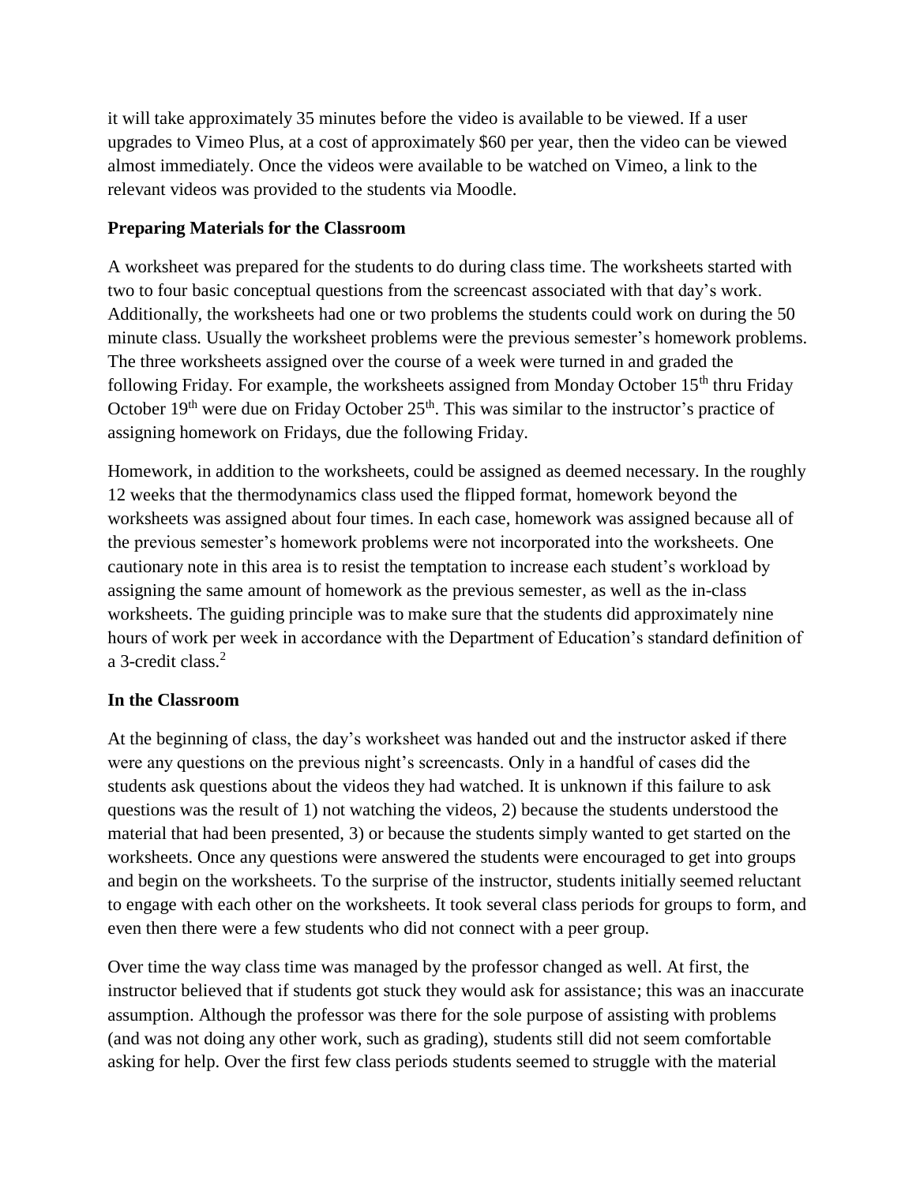it will take approximately 35 minutes before the video is available to be viewed. If a user upgrades to Vimeo Plus, at a cost of approximately $60 per year, then the video can be viewed almost immediately. Once the videos were available to be watched on Vimeo, a link to the relevant videos was provided to the students via Moodle.

### Preparing Materials for the Classroom

A worksheet was prepared for the students to do during class time. The worksheets started with two to four basic conceptual questions from the screencast associated with that day's work. Additionally, the worksheets had one or two problems the students could work on during the 50 minute class. Usually the worksheet problems were the previous semester's homework problems. The three worksheets assigned over the course of a week were turned in and graded the following Friday. For example, the worksheets assigned from Monday October 15th thru Friday October 19th were due on Friday October 25th. This was similar to the instructor's practice of assigning homework on Fridays, due the following Friday.

Homework, in addition to the worksheets, could be assigned as deemed necessary. In the roughly 12 weeks that the thermodynamics class used the flipped format, homework beyond the worksheets was assigned about four times. In each case, homework was assigned because all of the previous semester's homework problems were not incorporated into the worksheets. One cautionary note in this area is to resist the temptation to increase each student's workload by assigning the same amount of homework as the previous semester, as well as the in-class worksheets. The guiding principle was to make sure that the students did approximately nine hours of work per week in accordance with the Department of Education's standard definition of a 3-credit class.[2]

### In the Classroom

At the beginning of class, the day's worksheet was handed out and the instructor asked if there were any questions on the previous night's screencasts. Only in a handful of cases did the students ask questions about the videos they had watched. It is unknown if this failure to ask questions was the result of 1) not watching the videos, 2) because the students understood the material that had been presented, 3) or because the students simply wanted to get started on the worksheets. Once any questions were answered the students were encouraged to get into groups and begin on the worksheets. To the surprise of the instructor, students initially seemed reluctant to engage with each other on the worksheets. It took several class periods for groups to form, and even then there were a few students who did not connect with a peer group.

Over time the way class time was managed by the professor changed as well. At first, the instructor believed that if students got stuck they would ask for assistance; this was an inaccurate assumption. Although the professor was there for the sole purpose of assisting with problems (and was not doing any other work, such as grading), students still did not seem comfortable asking for help. Over the first few class periods students seemed to struggle with the material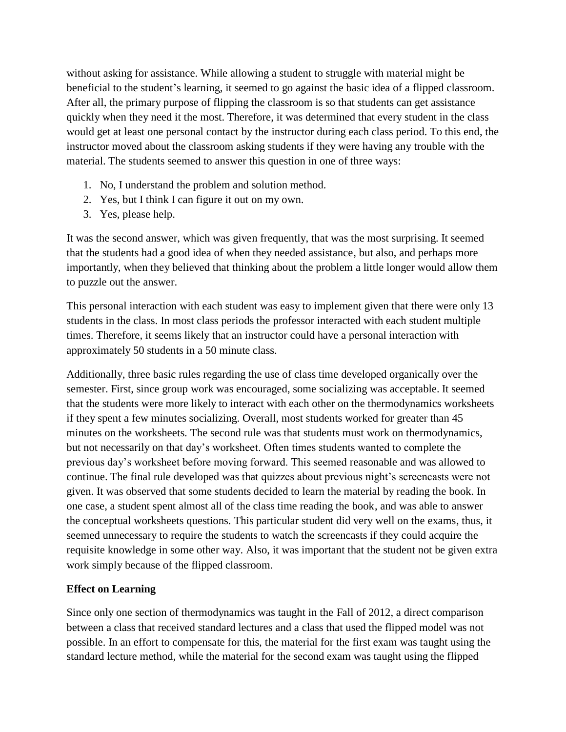without asking for assistance. While allowing a student to struggle with material might be beneficial to the student's learning, it seemed to go against the basic idea of a flipped classroom. After all, the primary purpose of flipping the classroom is so that students can get assistance quickly when they need it the most. Therefore, it was determined that every student in the class would get at least one personal contact by the instructor during each class period. To this end, the instructor moved about the classroom asking students if they were having any trouble with the material. The students seemed to answer this question in one of three ways:

1. No, I understand the problem and solution method.
2. Yes, but I think I can figure it out on my own.
3. Yes, please help.

It was the second answer, which was given frequently, that was the most surprising. It seemed that the students had a good idea of when they needed assistance, but also, and perhaps more importantly, when they believed that thinking about the problem a little longer would allow them to puzzle out the answer.

This personal interaction with each student was easy to implement given that there were only 13 students in the class. In most class periods the professor interacted with each student multiple times. Therefore, it seems likely that an instructor could have a personal interaction with approximately 50 students in a 50 minute class.

Additionally, three basic rules regarding the use of class time developed organically over the semester. First, since group work was encouraged, some socializing was acceptable. It seemed that the students were more likely to interact with each other on the thermodynamics worksheets if they spent a few minutes socializing. Overall, most students worked for greater than 45 minutes on the worksheets. The second rule was that students must work on thermodynamics, but not necessarily on that day's worksheet. Often times students wanted to complete the previous day's worksheet before moving forward. This seemed reasonable and was allowed to continue. The final rule developed was that quizzes about previous night's screencasts were not given. It was observed that some students decided to learn the material by reading the book. In one case, a student spent almost all of the class time reading the book, and was able to answer the conceptual worksheets questions. This particular student did very well on the exams, thus, it seemed unnecessary to require the students to watch the screencasts if they could acquire the requisite knowledge in some other way. Also, it was important that the student not be given extra work simply because of the flipped classroom.

**Effect on Learning**

Since only one section of thermodynamics was taught in the Fall of 2012, a direct comparison between a class that received standard lectures and a class that used the flipped model was not possible. In an effort to compensate for this, the material for the first exam was taught using the standard lecture method, while the material for the second exam was taught using the flipped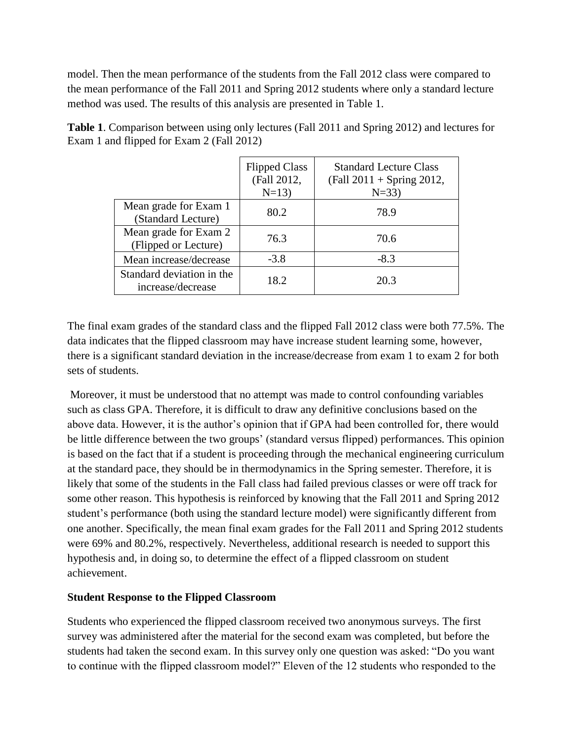model. Then the mean performance of the students from the Fall 2012 class were compared to the mean performance of the Fall 2011 and Spring 2012 students where only a standard lecture method was used. The results of this analysis are presented in Table 1.

**Table 1**. Comparison between using only lectures (Fall 2011 and Spring 2012) and lectures for Exam 1 and flipped for Exam 2 (Fall 2012)

| | Flipped Class (Fall 2012, N=13) | Standard Lecture Class (Fall 2011 + Spring 2012, N=33) |
|---|---|---|
| Mean grade for Exam 1 (Standard Lecture) | 80.2 | 78.9 |
| Mean grade for Exam 2 (Flipped or Lecture) | 76.3 | 70.6 |
| Mean increase/decrease | -3.8 | -8.3 |
| Standard deviation in the increase/decrease | 18.2 | 20.3 |

The final exam grades of the standard class and the flipped Fall 2012 class were both 77.5%. The data indicates that the flipped classroom may have increase student learning some, however, there is a significant standard deviation in the increase/decrease from exam 1 to exam 2 for both sets of students.

Moreover, it must be understood that no attempt was made to control confounding variables such as class GPA. Therefore, it is difficult to draw any definitive conclusions based on the above data. However, it is the author's opinion that if GPA had been controlled for, there would be little difference between the two groups' (standard versus flipped) performances. This opinion is based on the fact that if a student is proceeding through the mechanical engineering curriculum at the standard pace, they should be in thermodynamics in the Spring semester. Therefore, it is likely that some of the students in the Fall class had failed previous classes or were off track for some other reason. This hypothesis is reinforced by knowing that the Fall 2011 and Spring 2012 student's performance (both using the standard lecture model) were significantly different from one another. Specifically, the mean final exam grades for the Fall 2011 and Spring 2012 students were 69% and 80.2%, respectively. Nevertheless, additional research is needed to support this hypothesis and, in doing so, to determine the effect of a flipped classroom on student achievement.

**Student Response to the Flipped Classroom**

Students who experienced the flipped classroom received two anonymous surveys. The first survey was administered after the material for the second exam was completed, but before the students had taken the second exam. In this survey only one question was asked: "Do you want to continue with the flipped classroom model?" Eleven of the 12 students who responded to the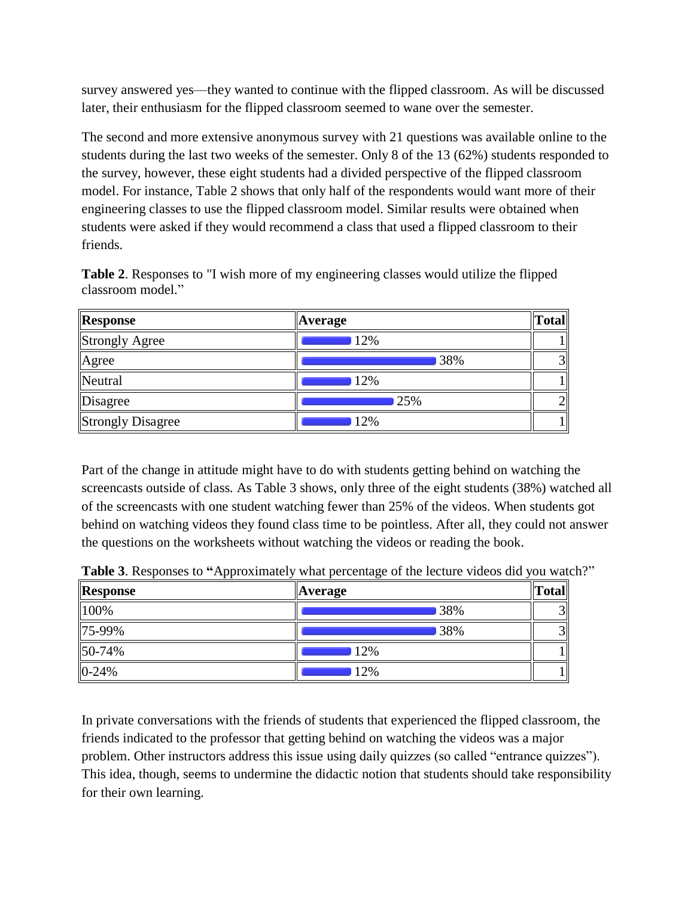survey answered yes—they wanted to continue with the flipped classroom. As will be discussed later, their enthusiasm for the flipped classroom seemed to wane over the semester.

The second and more extensive anonymous survey with 21 questions was available online to the students during the last two weeks of the semester. Only 8 of the 13 (62%) students responded to the survey, however, these eight students had a divided perspective of the flipped classroom model. For instance, Table 2 shows that only half of the respondents would want more of their engineering classes to use the flipped classroom model. Similar results were obtained when students were asked if they would recommend a class that used a flipped classroom to their friends.

**Table 2**. Responses to "I wish more of my engineering classes would utilize the flipped classroom model."

| Response | Average | Total |
|---|---|---|
| Strongly Agree | 12% | 1 |
| Agree | 38% | 3 |
| Neutral | 12% | 1 |
| Disagree | 25% | 2 |
| Strongly Disagree | 12% | 1 |

Part of the change in attitude might have to do with students getting behind on watching the screencasts outside of class. As Table 3 shows, only three of the eight students (38%) watched all of the screencasts with one student watching fewer than 25% of the videos. When students got behind on watching videos they found class time to be pointless. After all, they could not answer the questions on the worksheets without watching the videos or reading the book.

**Table 3**. Responses to **"**Approximately what percentage of the lecture videos did you watch?"

| Response | Average | Total |
|---|---|---|
| 100% | 38% | 3 |
| 75-99% | 38% | 3 |
| 50-74% | 12% | 1 |
| 0-24% | 12% | 1 |

In private conversations with the friends of students that experienced the flipped classroom, the friends indicated to the professor that getting behind on watching the videos was a major problem. Other instructors address this issue using daily quizzes (so called "entrance quizzes"). This idea, though, seems to undermine the didactic notion that students should take responsibility for their own learning.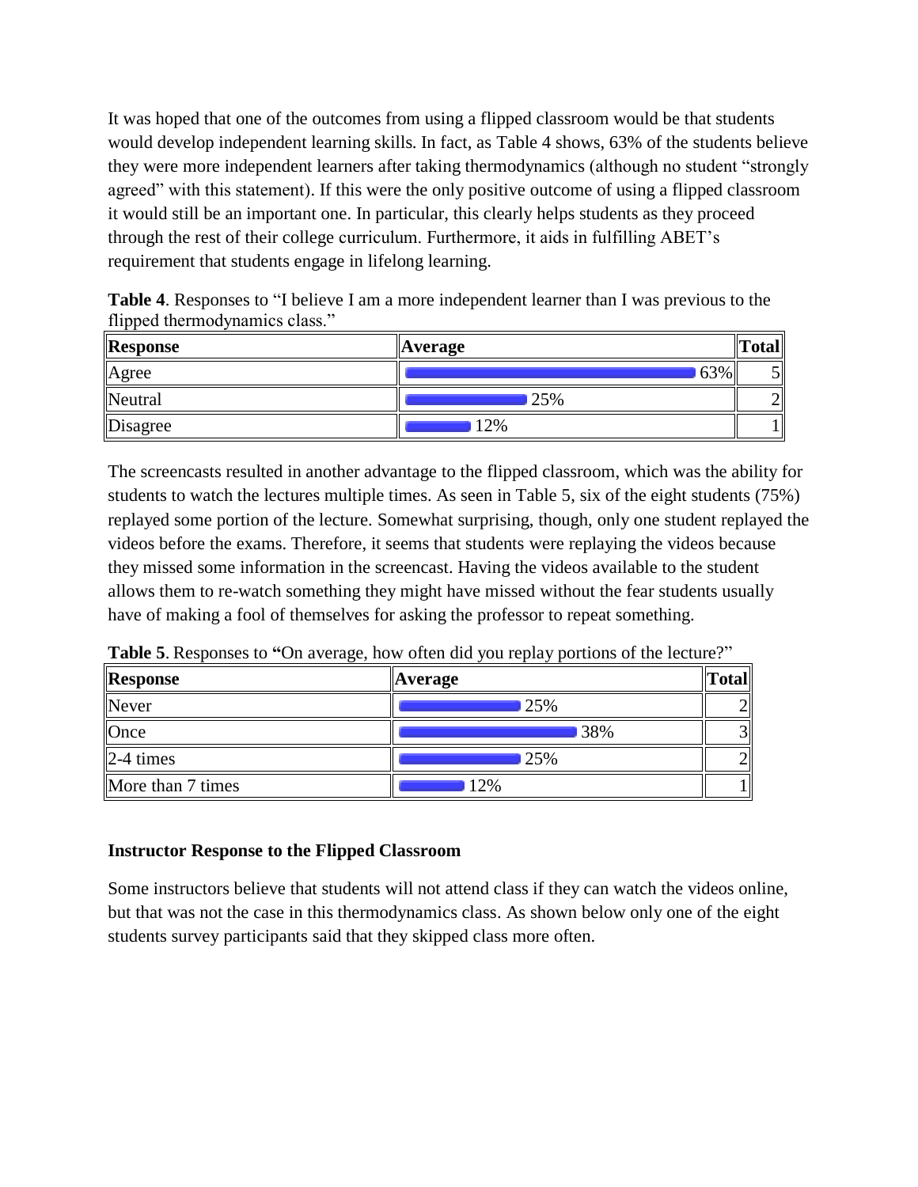It was hoped that one of the outcomes from using a flipped classroom would be that students would develop independent learning skills. In fact, as Table 4 shows, 63% of the students believe they were more independent learners after taking thermodynamics (although no student "strongly agreed" with this statement). If this were the only positive outcome of using a flipped classroom it would still be an important one. In particular, this clearly helps students as they proceed through the rest of their college curriculum. Furthermore, it aids in fulfilling ABET's requirement that students engage in lifelong learning.

**Table 4**. Responses to "I believe I am a more independent learner than I was previous to the flipped thermodynamics class."

| Response | Average | Total |
|---|---|---|
| Agree | 63% | 5 |
| Neutral | 25% | 2 |
| Disagree | 12% | 1 |

The screencasts resulted in another advantage to the flipped classroom, which was the ability for students to watch the lectures multiple times. As seen in Table 5, six of the eight students (75%) replayed some portion of the lecture. Somewhat surprising, though, only one student replayed the videos before the exams. Therefore, it seems that students were replaying the videos because they missed some information in the screencast. Having the videos available to the student allows them to re-watch something they might have missed without the fear students usually have of making a fool of themselves for asking the professor to repeat something.

**Table 5**. Responses to **"**On average, how often did you replay portions of the lecture?"

| Response | Average | Total |
|---|---|---|
| Never | 25% | 2 |
| Once | 38% | 3 |
| 2-4 times | 25% | 2 |
| More than 7 times | 12% | 1 |

### Instructor Response to the Flipped Classroom

Some instructors believe that students will not attend class if they can watch the videos online, but that was not the case in this thermodynamics class. As shown below only one of the eight students survey participants said that they skipped class more often.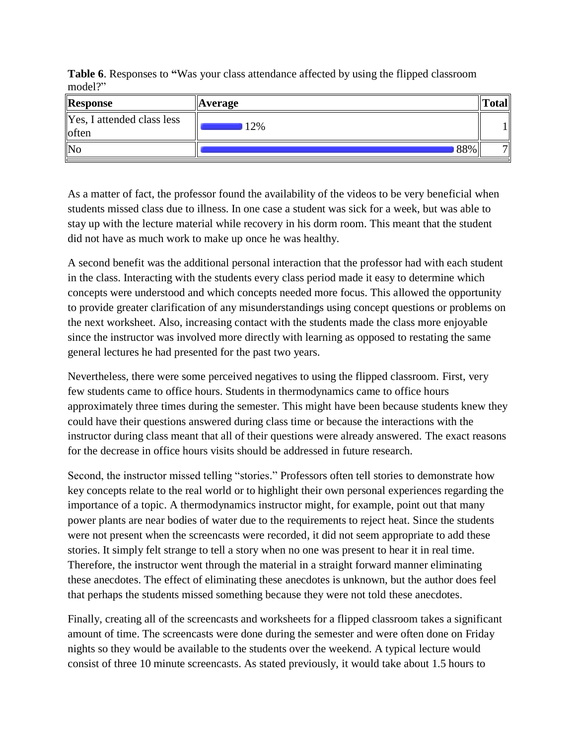**Table 6**. Responses to **"**Was your class attendance affected by using the flipped classroom model?"

| Response | Average | Total |
|---|---|---|
| Yes, I attended class less often | 12% | 1 |
| No | 88% | 7 |

As a matter of fact, the professor found the availability of the videos to be very beneficial when students missed class due to illness. In one case a student was sick for a week, but was able to stay up with the lecture material while recovery in his dorm room. This meant that the student did not have as much work to make up once he was healthy.

A second benefit was the additional personal interaction that the professor had with each student in the class. Interacting with the students every class period made it easy to determine which concepts were understood and which concepts needed more focus. This allowed the opportunity to provide greater clarification of any misunderstandings using concept questions or problems on the next worksheet. Also, increasing contact with the students made the class more enjoyable since the instructor was involved more directly with learning as opposed to restating the same general lectures he had presented for the past two years.

Nevertheless, there were some perceived negatives to using the flipped classroom. First, very few students came to office hours. Students in thermodynamics came to office hours approximately three times during the semester. This might have been because students knew they could have their questions answered during class time or because the interactions with the instructor during class meant that all of their questions were already answered. The exact reasons for the decrease in office hours visits should be addressed in future research.

Second, the instructor missed telling "stories." Professors often tell stories to demonstrate how key concepts relate to the real world or to highlight their own personal experiences regarding the importance of a topic. A thermodynamics instructor might, for example, point out that many power plants are near bodies of water due to the requirements to reject heat. Since the students were not present when the screencasts were recorded, it did not seem appropriate to add these stories. It simply felt strange to tell a story when no one was present to hear it in real time. Therefore, the instructor went through the material in a straight forward manner eliminating these anecdotes. The effect of eliminating these anecdotes is unknown, but the author does feel that perhaps the students missed something because they were not told these anecdotes.

Finally, creating all of the screencasts and worksheets for a flipped classroom takes a significant amount of time. The screencasts were done during the semester and were often done on Friday nights so they would be available to the students over the weekend. A typical lecture would consist of three 10 minute screencasts. As stated previously, it would take about 1.5 hours to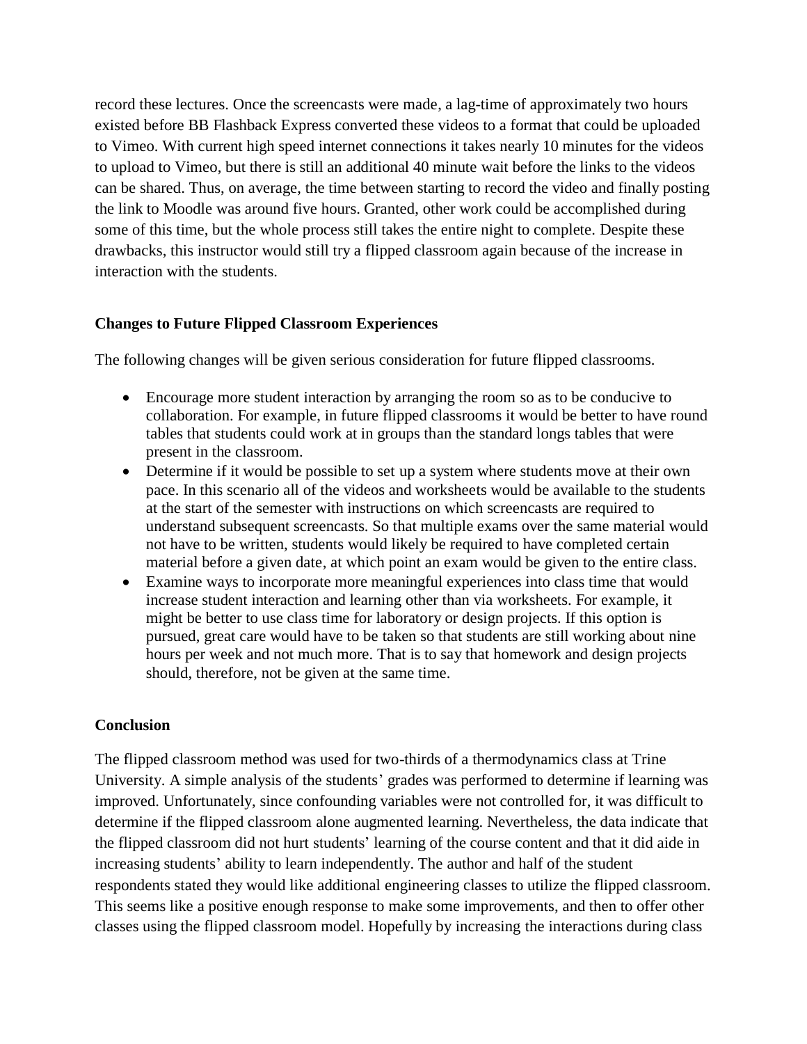record these lectures. Once the screencasts were made, a lag-time of approximately two hours existed before BB Flashback Express converted these videos to a format that could be uploaded to Vimeo. With current high speed internet connections it takes nearly 10 minutes for the videos to upload to Vimeo, but there is still an additional 40 minute wait before the links to the videos can be shared. Thus, on average, the time between starting to record the video and finally posting the link to Moodle was around five hours. Granted, other work could be accomplished during some of this time, but the whole process still takes the entire night to complete. Despite these drawbacks, this instructor would still try a flipped classroom again because of the increase in interaction with the students.

**Changes to Future Flipped Classroom Experiences**

The following changes will be given serious consideration for future flipped classrooms.

- Encourage more student interaction by arranging the room so as to be conducive to collaboration. For example, in future flipped classrooms it would be better to have round tables that students could work at in groups than the standard longs tables that were present in the classroom.
- Determine if it would be possible to set up a system where students move at their own pace. In this scenario all of the videos and worksheets would be available to the students at the start of the semester with instructions on which screencasts are required to understand subsequent screencasts. So that multiple exams over the same material would not have to be written, students would likely be required to have completed certain material before a given date, at which point an exam would be given to the entire class.
- Examine ways to incorporate more meaningful experiences into class time that would increase student interaction and learning other than via worksheets. For example, it might be better to use class time for laboratory or design projects. If this option is pursued, great care would have to be taken so that students are still working about nine hours per week and not much more. That is to say that homework and design projects should, therefore, not be given at the same time.

**Conclusion**

The flipped classroom method was used for two-thirds of a thermodynamics class at Trine University. A simple analysis of the students' grades was performed to determine if learning was improved. Unfortunately, since confounding variables were not controlled for, it was difficult to determine if the flipped classroom alone augmented learning. Nevertheless, the data indicate that the flipped classroom did not hurt students' learning of the course content and that it did aide in increasing students' ability to learn independently. The author and half of the student respondents stated they would like additional engineering classes to utilize the flipped classroom. This seems like a positive enough response to make some improvements, and then to offer other classes using the flipped classroom model. Hopefully by increasing the interactions during class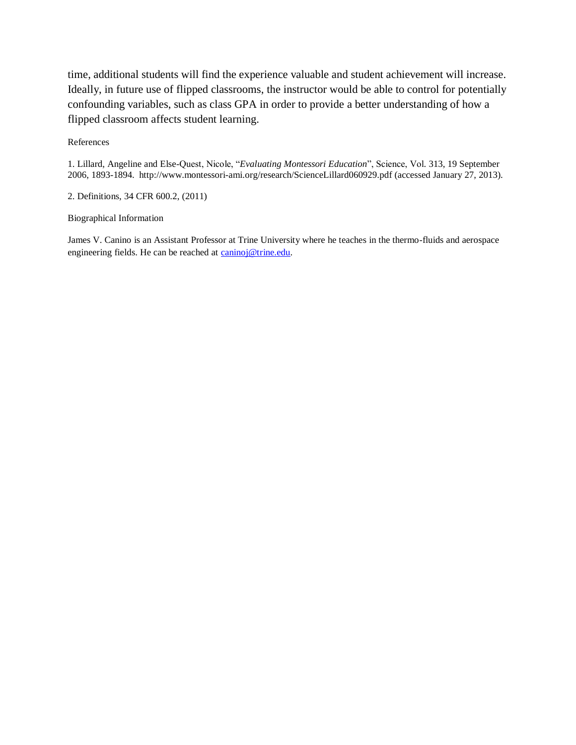time, additional students will find the experience valuable and student achievement will increase. Ideally, in future use of flipped classrooms, the instructor would be able to control for potentially confounding variables, such as class GPA in order to provide a better understanding of how a flipped classroom affects student learning.

## References

1. Lillard, Angeline and Else-Quest, Nicole, "*Evaluating Montessori Education*", Science, Vol. 313, 19 September 2006, 1893-1894. http://www.montessori-ami.org/research/ScienceLillard060929.pdf (accessed January 27, 2013).

2. Definitions, 34 CFR 600.2, (2011)

## Biographical Information

James V. Canino is an Assistant Professor at Trine University where he teaches in the thermo-fluids and aerospace engineering fields. He can be reached at caninoj@trine.edu.